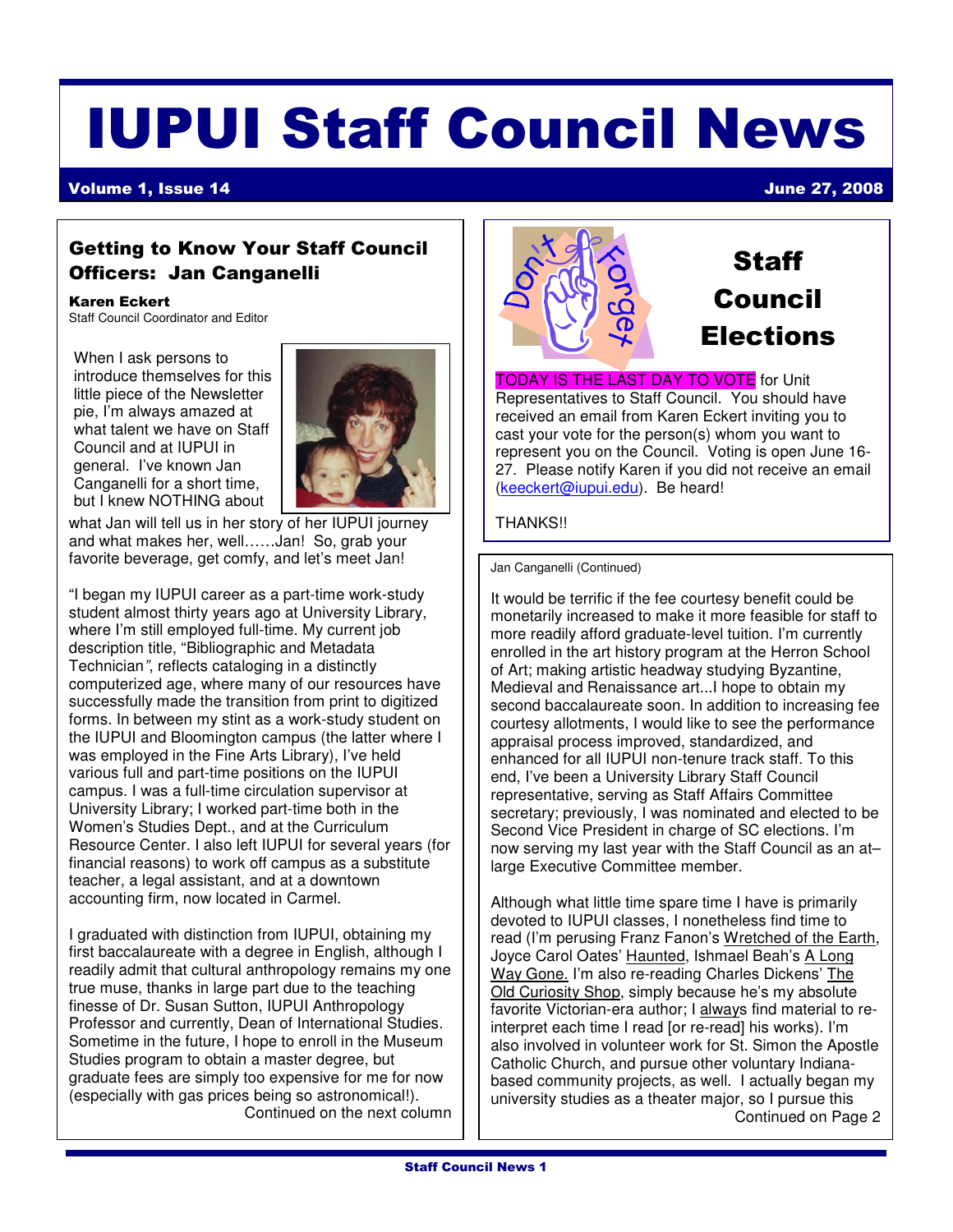# IUPUI Staff Council News

**Volume 1, Issue 14** **June 27, 2008**

## Getting to Know Your Staff Council Officers: Jan Canganelli

**Karen Eckert**
Staff Council Coordinator and Editor

When I ask persons to introduce themselves for this little piece of the Newsletter pie, I'm always amazed at what talent we have on Staff Council and at IUPUI in general. I've known Jan Canganelli for a short time, but I knew NOTHING about what Jan will tell us in her story of her IUPUI journey and what makes her, well……Jan! So, grab your favorite beverage, get comfy, and let's meet Jan!

"I began my IUPUI career as a part-time work-study student almost thirty years ago at University Library, where I'm still employed full-time. My current job description title, "Bibliographic and Metadata Technician", reflects cataloging in a distinctly computerized age, where many of our resources have successfully made the transition from print to digitized forms. In between my stint as a work-study student on the IUPUI and Bloomington campus (the latter where I was employed in the Fine Arts Library), I've held various full and part-time positions on the IUPUI campus. I was a full-time circulation supervisor at University Library; I worked part-time both in the Women's Studies Dept., and at the Curriculum Resource Center. I also left IUPUI for several years (for financial reasons) to work off campus as a substitute teacher, a legal assistant, and at a downtown accounting firm, now located in Carmel.

I graduated with distinction from IUPUI, obtaining my first baccalaureate with a degree in English, although I readily admit that cultural anthropology remains my one true muse, thanks in large part due to the teaching finesse of Dr. Susan Sutton, IUPUI Anthropology Professor and currently, Dean of International Studies. Sometime in the future, I hope to enroll in the Museum Studies program to obtain a master degree, but graduate fees are simply too expensive for me for now (especially with gas prices being so astronomical!).

Continued on the next column

## Staff Council Elections

TODAY IS THE LAST DAY TO VOTE for Unit Representatives to Staff Council. You should have received an email from Karen Eckert inviting you to cast your vote for the person(s) whom you want to represent you on the Council. Voting is open June 16-27. Please notify Karen if you did not receive an email (keeckert@iupui.edu). Be heard!

THANKS!!

Jan Canganelli (Continued)

It would be terrific if the fee courtesy benefit could be monetarily increased to make it more feasible for staff to more readily afford graduate-level tuition. I'm currently enrolled in the art history program at the Herron School of Art; making artistic headway studying Byzantine, Medieval and Renaissance art...I hope to obtain my second baccalaureate soon. In addition to increasing fee courtesy allotments, I would like to see the performance appraisal process improved, standardized, and enhanced for all IUPUI non-tenure track staff. To this end, I've been a University Library Staff Council representative, serving as Staff Affairs Committee secretary; previously, I was nominated and elected to be Second Vice President in charge of SC elections. I'm now serving my last year with the Staff Council as an at–large Executive Committee member.

Although what little time spare time I have is primarily devoted to IUPUI classes, I nonetheless find time to read (I'm perusing Franz Fanon's Wretched of the Earth, Joyce Carol Oates' Haunted, Ishmael Beah's A Long Way Gone. I'm also re-reading Charles Dickens' The Old Curiosity Shop, simply because he's my absolute favorite Victorian-era author; I always find material to re-interpret each time I read [or re-read] his works). I'm also involved in volunteer work for St. Simon the Apostle Catholic Church, and pursue other voluntary Indiana-based community projects, as well. I actually began my university studies as a theater major, so I pursue this

Continued on Page 2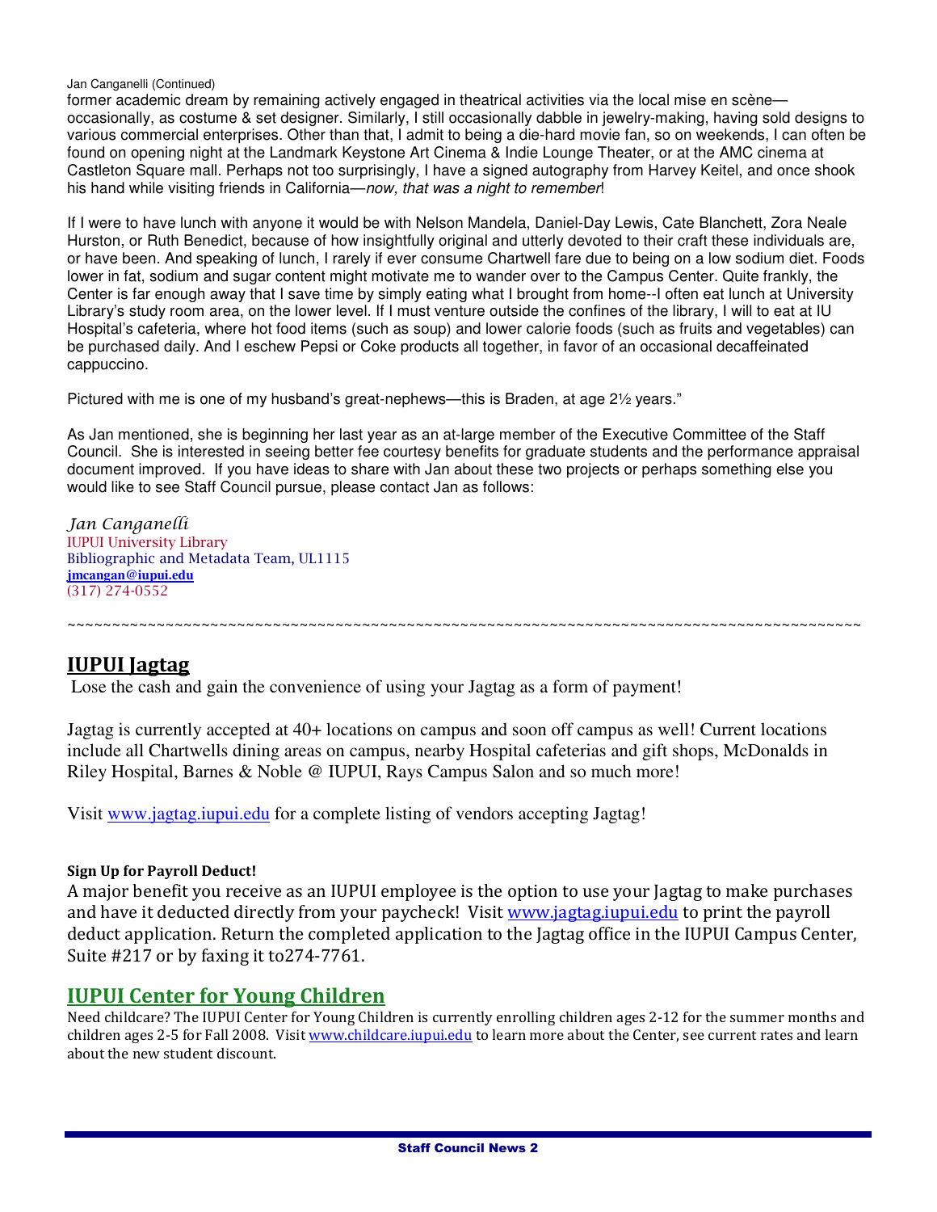Jan Canganelli (Continued)

former academic dream by remaining actively engaged in theatrical activities via the local mise en scène—occasionally, as costume & set designer. Similarly, I still occasionally dabble in jewelry-making, having sold designs to various commercial enterprises. Other than that, I admit to being a die-hard movie fan, so on weekends, I can often be found on opening night at the Landmark Keystone Art Cinema & Indie Lounge Theater, or at the AMC cinema at Castleton Square mall. Perhaps not too surprisingly, I have a signed autography from Harvey Keitel, and once shook his hand while visiting friends in California—*now, that was a night to remember*!

If I were to have lunch with anyone it would be with Nelson Mandela, Daniel-Day Lewis, Cate Blanchett, Zora Neale Hurston, or Ruth Benedict, because of how insightfully original and utterly devoted to their craft these individuals are, or have been. And speaking of lunch, I rarely if ever consume Chartwell fare due to being on a low sodium diet. Foods lower in fat, sodium and sugar content might motivate me to wander over to the Campus Center. Quite frankly, the Center is far enough away that I save time by simply eating what I brought from home--I often eat lunch at University Library's study room area, on the lower level. If I must venture outside the confines of the library, I will to eat at IU Hospital's cafeteria, where hot food items (such as soup) and lower calorie foods (such as fruits and vegetables) can be purchased daily. And I eschew Pepsi or Coke products all together, in favor of an occasional decaffeinated cappuccino.

Pictured with me is one of my husband's great-nephews—this is Braden, at age 2½ years."

As Jan mentioned, she is beginning her last year as an at-large member of the Executive Committee of the Staff Council. She is interested in seeing better fee courtesy benefits for graduate students and the performance appraisal document improved. If you have ideas to share with Jan about these two projects or perhaps something else you would like to see Staff Council pursue, please contact Jan as follows:

*Jan Canganelli*
IUPUI University Library
Bibliographic and Metadata Team, UL1115
**jmcangan@iupui.edu**
(317) 274-0552

~~~~~~~~~~~~~~~~~~~~~~~~~~~~~~~~~~~~~~~~~~~~~~~~~~~~~~~~~~~~~~~~~~~~~~~~~~~~~~~~~~~~~~~~~~~~~~~~~~~~

## IUPUI Jagtag

Lose the cash and gain the convenience of using your Jagtag as a form of payment!

Jagtag is currently accepted at 40+ locations on campus and soon off campus as well! Current locations include all Chartwells dining areas on campus, nearby Hospital cafeterias and gift shops, McDonalds in Riley Hospital, Barnes & Noble @ IUPUI, Rays Campus Salon and so much more!

Visit www.jagtag.iupui.edu for a complete listing of vendors accepting Jagtag!

**Sign Up for Payroll Deduct!**

A major benefit you receive as an IUPUI employee is the option to use your Jagtag to make purchases and have it deducted directly from your paycheck! Visit www.jagtag.iupui.edu to print the payroll deduct application. Return the completed application to the Jagtag office in the IUPUI Campus Center, Suite #217 or by faxing it to274-7761.

## IUPUI Center for Young Children

Need childcare? The IUPUI Center for Young Children is currently enrolling children ages 2-12 for the summer months and children ages 2-5 for Fall 2008. Visit www.childcare.iupui.edu to learn more about the Center, see current rates and learn about the new student discount.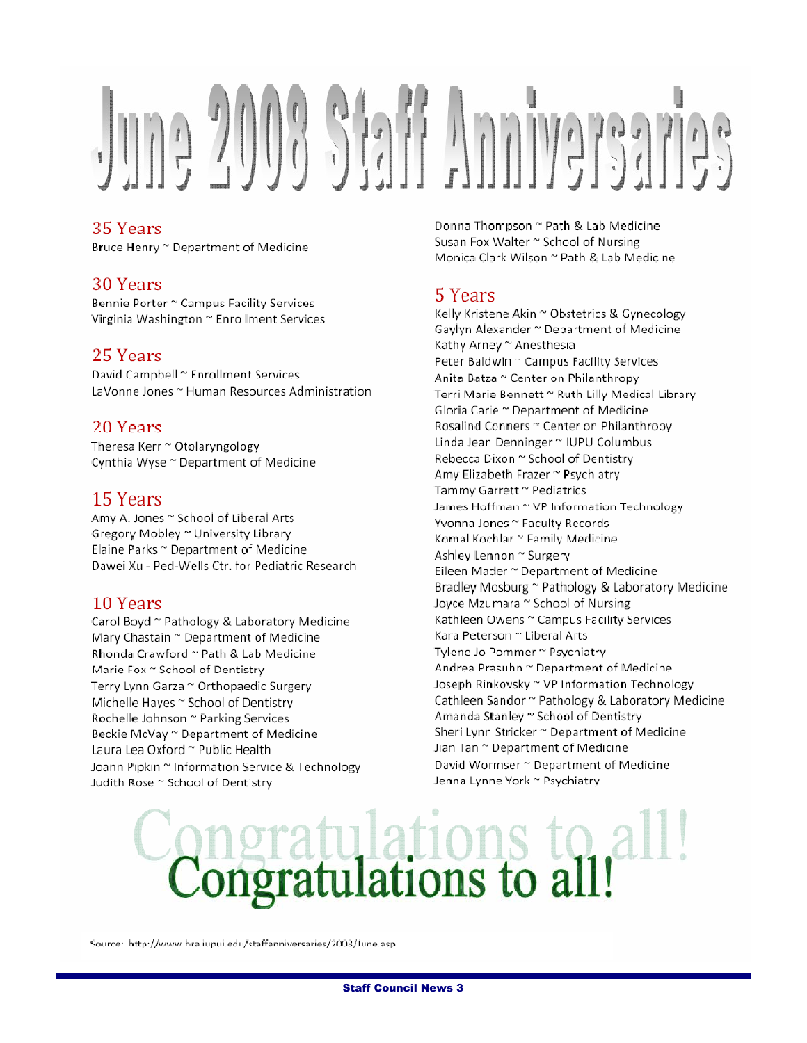# June 2008 Staff Anniversaries

## 35 Years

Bruce Henry ~ Department of Medicine

## 30 Years

Bennie Porter ~ Campus Facility Services
Virginia Washington ~ Enrollment Services

## 25 Years

David Campbell ~ Enrollment Services
LaVonne Jones ~ Human Resources Administration

## 20 Years

Theresa Kerr ~ Otolaryngology
Cynthia Wyse ~ Department of Medicine

## 15 Years

Amy A. Jones ~ School of Liberal Arts
Gregory Mobley ~ University Library
Elaine Parks ~ Department of Medicine
Dawei Xu - Ped-Wells Ctr. for Pediatric Research

## 10 Years

Carol Boyd ~ Pathology & Laboratory Medicine
Mary Chastain ~ Department of Medicine
Rhonda Crawford ~ Path & Lab Medicine
Marie Fox ~ School of Dentistry
Terry Lynn Garza ~ Orthopaedic Surgery
Michelle Hayes ~ School of Dentistry
Rochelle Johnson ~ Parking Services
Beckie McVay ~ Department of Medicine
Laura Lea Oxford ~ Public Health
Joann Pipkin ~ Information Service & Technology
Judith Rose ~ School of Dentistry
Donna Thompson ~ Path & Lab Medicine
Susan Fox Walter ~ School of Nursing
Monica Clark Wilson ~ Path & Lab Medicine

## 5 Years

Kelly Kristene Akin ~ Obstetrics & Gynecology
Gaylyn Alexander ~ Department of Medicine
Kathy Arney ~ Anesthesia
Peter Baldwin ~ Campus Facility Services
Anita Batza ~ Center on Philanthropy
Terri Marie Bennett ~ Ruth Lilly Medical Library
Gloria Carie ~ Department of Medicine
Rosalind Conners ~ Center on Philanthropy
Linda Jean Denninger ~ IUPU Columbus
Rebecca Dixon ~ School of Dentistry
Amy Elizabeth Frazer ~ Psychiatry
Tammy Garrett ~ Pediatrics
James Hoffman ~ VP Information Technology
Yvonna Jones ~ Faculty Records
Komal Kochlar ~ Family Medicine
Ashley Lennon ~ Surgery
Eileen Mader ~ Department of Medicine
Bradley Mosburg ~ Pathology & Laboratory Medicine
Joyce Mzumara ~ School of Nursing
Kathleen Owens ~ Campus Facility Services
Kara Peterson ~ Liberal Arts
Tylene Jo Pommer ~ Psychiatry
Andrea Prasuhn ~ Department of Medicine
Joseph Rinkovsky ~ VP Information Technology
Cathleen Sandor ~ Pathology & Laboratory Medicine
Amanda Stanley ~ School of Dentistry
Sheri Lynn Stricker ~ Department of Medicine
Jian Tan ~ Department of Medicine
David Wormser ~ Department of Medicine
Jenna Lynne York ~ Psychiatry

**Congratulations to all!**

Source: http://www.hra.iupui.edu/staffanniversaries/2008/June.asp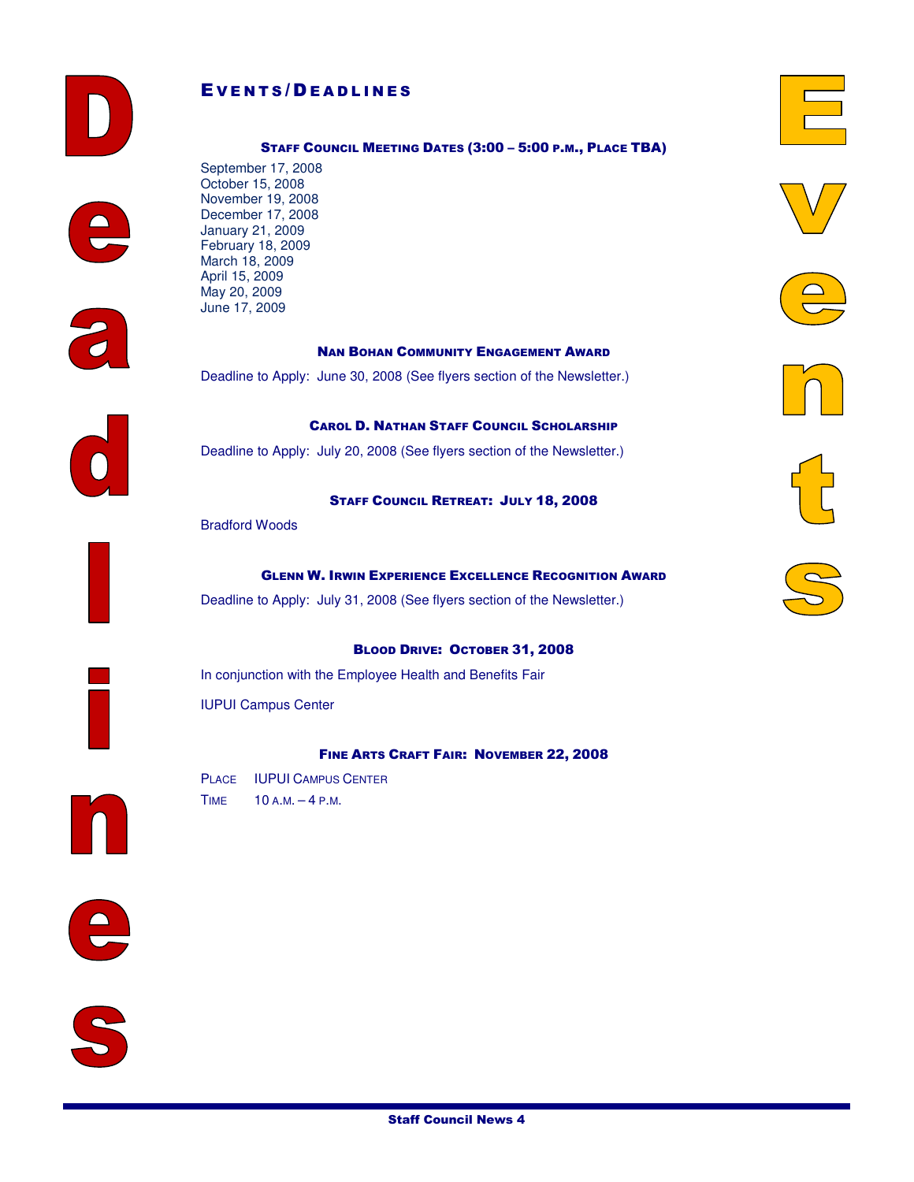# Events/Deadlines

### Staff Council Meeting Dates (3:00 – 5:00 p.m., Place TBA)

September 17, 2008
October 15, 2008
November 19, 2008
December 17, 2008
January 21, 2009
February 18, 2009
March 18, 2009
April 15, 2009
May 20, 2009
June 17, 2009

### Nan Bohan Community Engagement Award

Deadline to Apply: June 30, 2008 (See flyers section of the Newsletter.)

### Carol D. Nathan Staff Council Scholarship

Deadline to Apply: July 20, 2008 (See flyers section of the Newsletter.)

### Staff Council Retreat: July 18, 2008

Bradford Woods

### Glenn W. Irwin Experience Excellence Recognition Award

Deadline to Apply: July 31, 2008 (See flyers section of the Newsletter.)

### Blood Drive: October 31, 2008

In conjunction with the Employee Health and Benefits Fair

IUPUI Campus Center

### Fine Arts Craft Fair: November 22, 2008

Place IUPUI Campus Center
Time 10 a.m. – 4 p.m.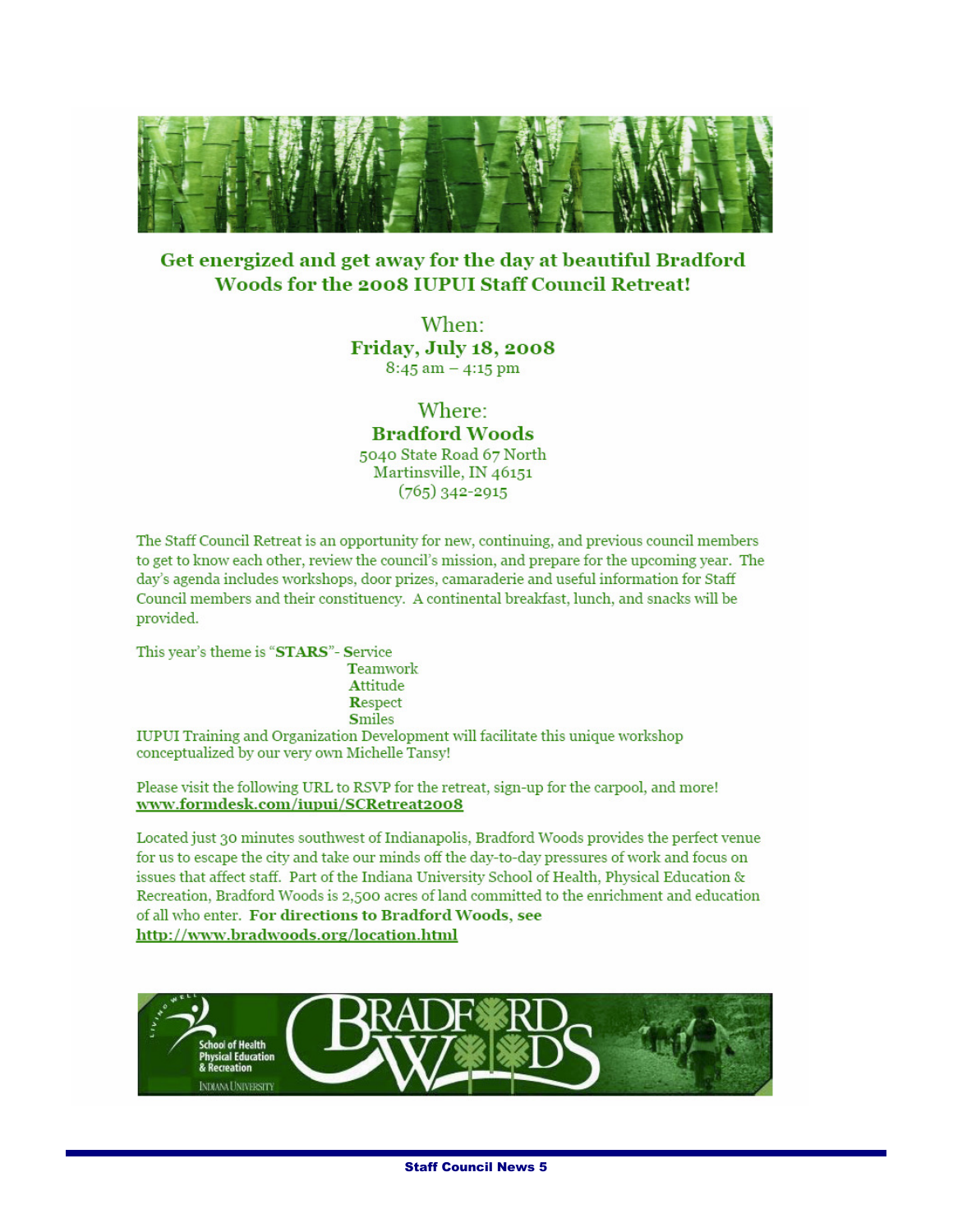## Get energized and get away for the day at beautiful Bradford Woods for the 2008 IUPUI Staff Council Retreat!

When:
**Friday, July 18, 2008**
8:45 am – 4:15 pm

Where:
**Bradford Woods**
5040 State Road 67 North
Martinsville, IN 46151
(765) 342-2915

The Staff Council Retreat is an opportunity for new, continuing, and previous council members to get to know each other, review the council's mission, and prepare for the upcoming year. The day's agenda includes workshops, door prizes, camaraderie and useful information for Staff Council members and their constituency. A continental breakfast, lunch, and snacks will be provided.

This year's theme is "**STARS**"- **S**ervice
**T**eamwork
**A**ttitude
**R**espect
**S**miles

IUPUI Training and Organization Development will facilitate this unique workshop conceptualized by our very own Michelle Tansy!

Please visit the following URL to RSVP for the retreat, sign-up for the carpool, and more!
**www.formdesk.com/iupui/SCRetreat2008**

Located just 30 minutes southwest of Indianapolis, Bradford Woods provides the perfect venue for us to escape the city and take our minds off the day-to-day pressures of work and focus on issues that affect staff. Part of the Indiana University School of Health, Physical Education & Recreation, Bradford Woods is 2,500 acres of land committed to the enrichment and education of all who enter. **For directions to Bradford Woods, see http://www.bradwoods.org/location.html**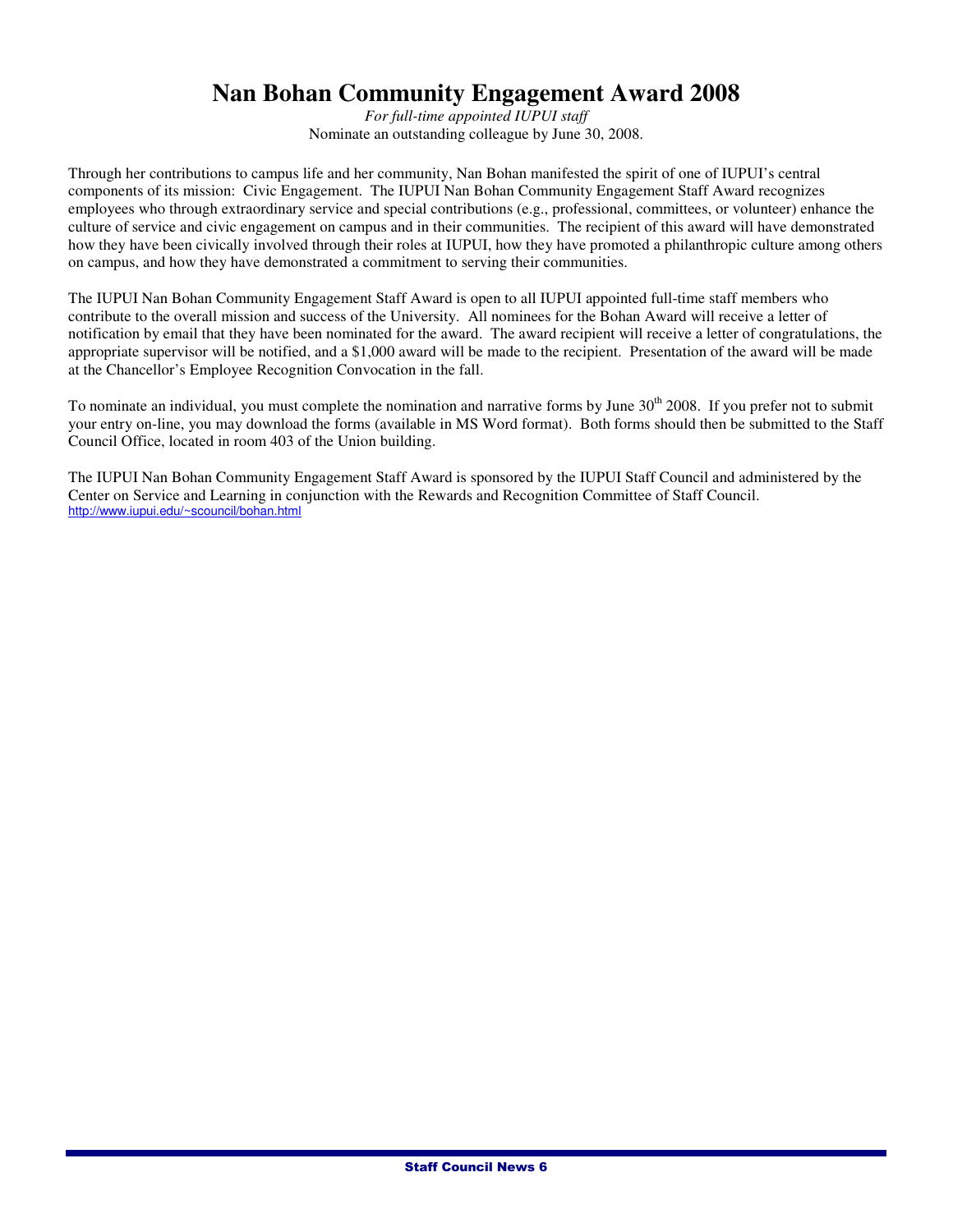# Nan Bohan Community Engagement Award 2008

*For full-time appointed IUPUI staff*

Nominate an outstanding colleague by June 30, 2008.

Through her contributions to campus life and her community, Nan Bohan manifested the spirit of one of IUPUI's central components of its mission: Civic Engagement. The IUPUI Nan Bohan Community Engagement Staff Award recognizes employees who through extraordinary service and special contributions (e.g., professional, committees, or volunteer) enhance the culture of service and civic engagement on campus and in their communities. The recipient of this award will have demonstrated how they have been civically involved through their roles at IUPUI, how they have promoted a philanthropic culture among others on campus, and how they have demonstrated a commitment to serving their communities.

The IUPUI Nan Bohan Community Engagement Staff Award is open to all IUPUI appointed full-time staff members who contribute to the overall mission and success of the University. All nominees for the Bohan Award will receive a letter of notification by email that they have been nominated for the award. The award recipient will receive a letter of congratulations, the appropriate supervisor will be notified, and a $1,000 award will be made to the recipient. Presentation of the award will be made at the Chancellor's Employee Recognition Convocation in the fall.

To nominate an individual, you must complete the nomination and narrative forms by June 30th 2008. If you prefer not to submit your entry on-line, you may download the forms (available in MS Word format). Both forms should then be submitted to the Staff Council Office, located in room 403 of the Union building.

The IUPUI Nan Bohan Community Engagement Staff Award is sponsored by the IUPUI Staff Council and administered by the Center on Service and Learning in conjunction with the Rewards and Recognition Committee of Staff Council.
http://www.iupui.edu/~scouncil/bohan.html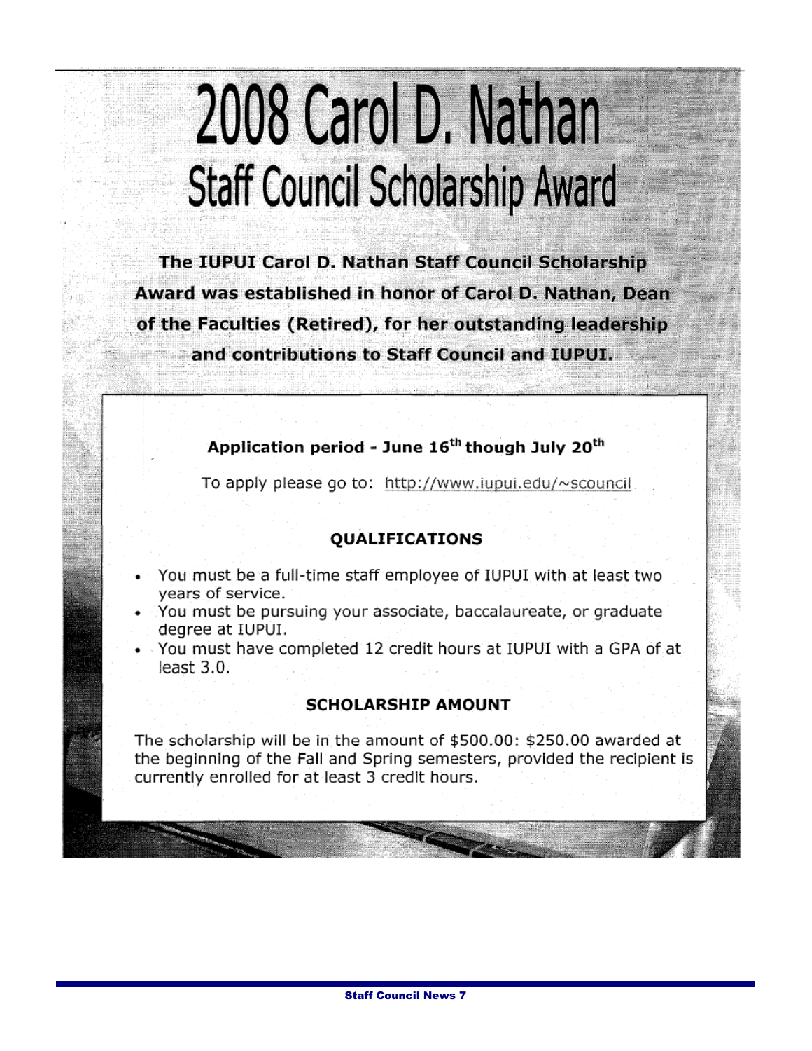# 2008 Carol D. Nathan
## Staff Council Scholarship Award

**The IUPUI Carol D. Nathan Staff Council Scholarship Award was established in honor of Carol D. Nathan, Dean of the Faculties (Retired), for her outstanding leadership and contributions to Staff Council and IUPUI.**

**Application period - June 16th though July 20th**

To apply please go to: http://www.iupui.edu/~scouncil

### QUALIFICATIONS

- You must be a full-time staff employee of IUPUI with at least two years of service.
- You must be pursuing your associate, baccalaureate, or graduate degree at IUPUI.
- You must have completed 12 credit hours at IUPUI with a GPA of at least 3.0.

### SCHOLARSHIP AMOUNT

The scholarship will be in the amount of $500.00: $250.00 awarded at the beginning of the Fall and Spring semesters, provided the recipient is currently enrolled for at least 3 credit hours.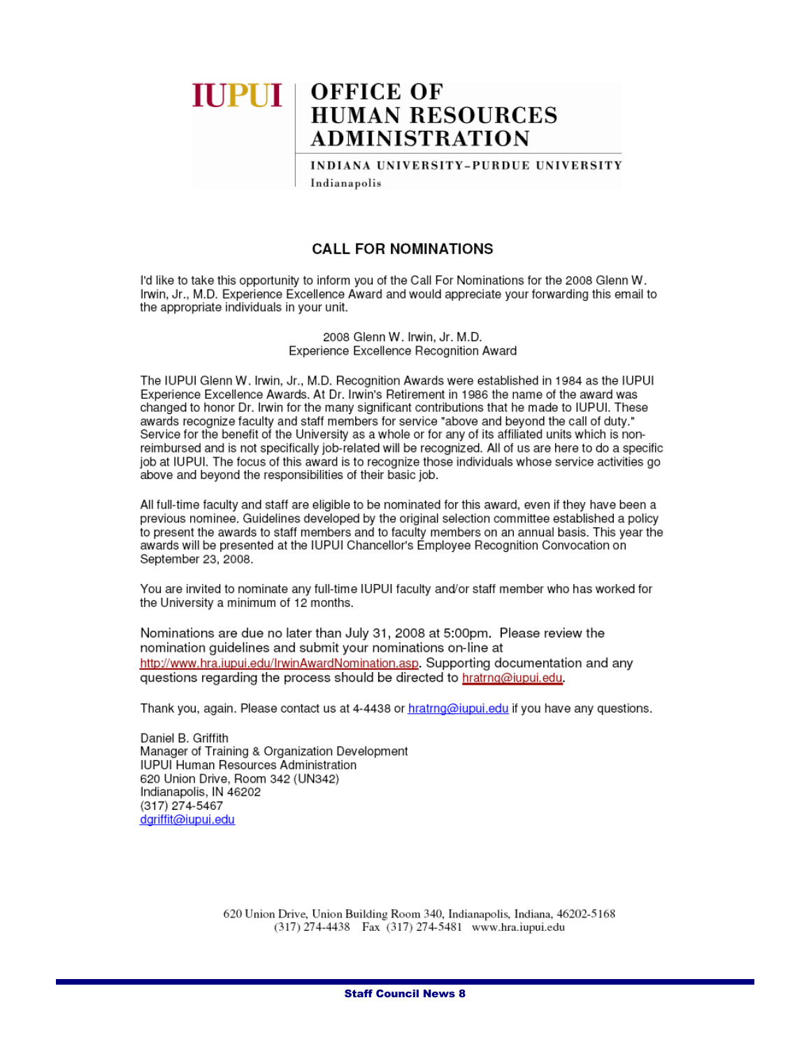**IUPUI** | **OFFICE OF HUMAN RESOURCES ADMINISTRATION**

INDIANA UNIVERSITY–PURDUE UNIVERSITY
Indianapolis

## CALL FOR NOMINATIONS

I'd like to take this opportunity to inform you of the Call For Nominations for the 2008 Glenn W. Irwin, Jr., M.D. Experience Excellence Award and would appreciate your forwarding this email to the appropriate individuals in your unit.

2008 Glenn W. Irwin, Jr. M.D.
Experience Excellence Recognition Award

The IUPUI Glenn W. Irwin, Jr., M.D. Recognition Awards were established in 1984 as the IUPUI Experience Excellence Awards. At Dr. Irwin's Retirement in 1986 the name of the award was changed to honor Dr. Irwin for the many significant contributions that he made to IUPUI. These awards recognize faculty and staff members for service "above and beyond the call of duty." Service for the benefit of the University as a whole or for any of its affiliated units which is non-reimbursed and is not specifically job-related will be recognized. All of us are here to do a specific job at IUPUI. The focus of this award is to recognize those individuals whose service activities go above and beyond the responsibilities of their basic job.

All full-time faculty and staff are eligible to be nominated for this award, even if they have been a previous nominee. Guidelines developed by the original selection committee established a policy to present the awards to staff members and to faculty members on an annual basis. This year the awards will be presented at the IUPUI Chancellor's Employee Recognition Convocation on September 23, 2008.

You are invited to nominate any full-time IUPUI faculty and/or staff member who has worked for the University a minimum of 12 months.

Nominations are due no later than July 31, 2008 at 5:00pm. Please review the nomination guidelines and submit your nominations on-line at http://www.hra.iupui.edu/IrwinAwardNomination.asp. Supporting documentation and any questions regarding the process should be directed to hratrng@iupui.edu.

Thank you, again. Please contact us at 4-4438 or hratrng@iupui.edu if you have any questions.

Daniel B. Griffith
Manager of Training & Organization Development
IUPUI Human Resources Administration
620 Union Drive, Room 342 (UN342)
Indianapolis, IN 46202
(317) 274-5467
dgriffit@iupui.edu

620 Union Drive, Union Building Room 340, Indianapolis, Indiana, 46202-5168
(317) 274-4438 Fax (317) 274-5481 www.hra.iupui.edu